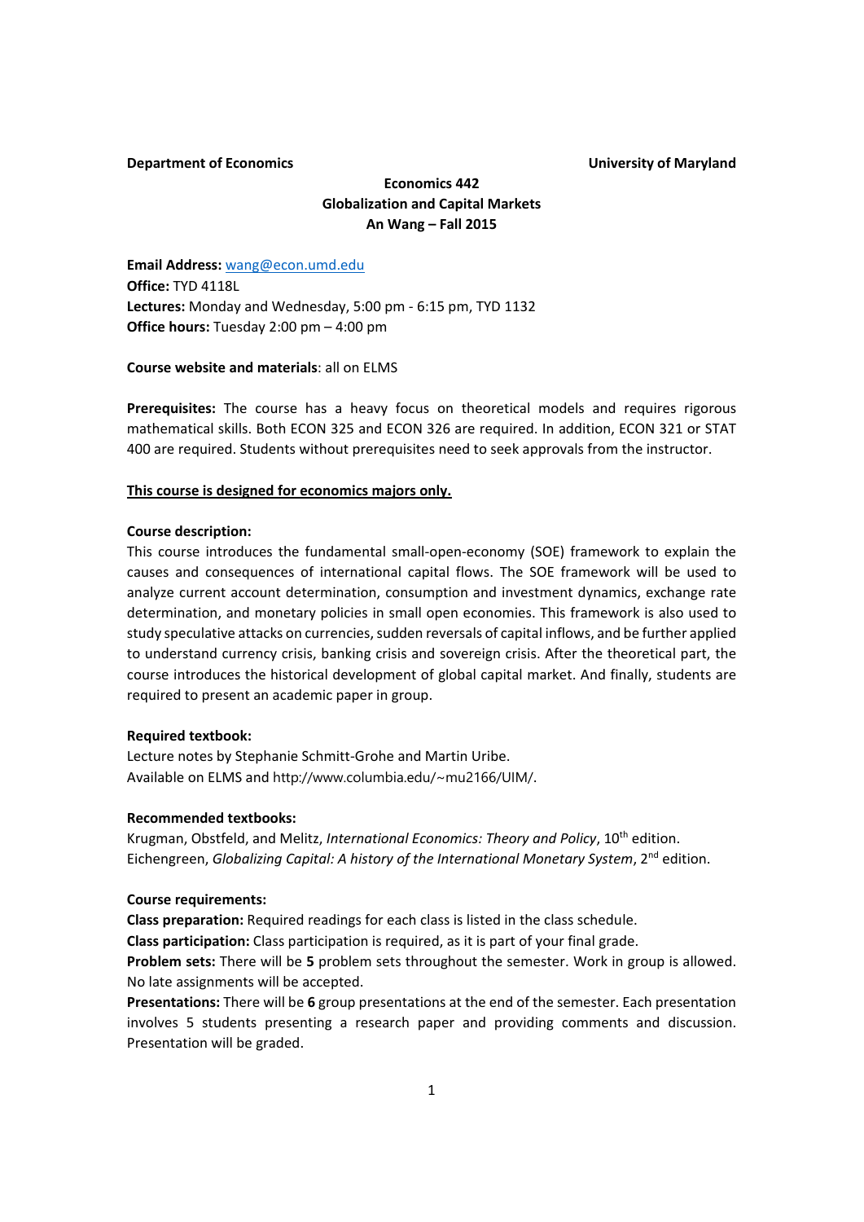**Department of Economics** **University of Maryland**

# Economics 442
## Globalization and Capital Markets
### An Wang – Fall 2015

**Email Address:** wang@econ.umd.edu
**Office:** TYD 4118L
**Lectures:** Monday and Wednesday, 5:00 pm - 6:15 pm, TYD 1132
**Office hours:** Tuesday 2:00 pm – 4:00 pm

**Course website and materials**: all on ELMS

**Prerequisites:** The course has a heavy focus on theoretical models and requires rigorous mathematical skills. Both ECON 325 and ECON 326 are required. In addition, ECON 321 or STAT 400 are required. Students without prerequisites need to seek approvals from the instructor.

**<u>This course is designed for economics majors only.</u>**

**Course description:**
This course introduces the fundamental small-open-economy (SOE) framework to explain the causes and consequences of international capital flows. The SOE framework will be used to analyze current account determination, consumption and investment dynamics, exchange rate determination, and monetary policies in small open economies. This framework is also used to study speculative attacks on currencies, sudden reversals of capital inflows, and be further applied to understand currency crisis, banking crisis and sovereign crisis. After the theoretical part, the course introduces the historical development of global capital market. And finally, students are required to present an academic paper in group.

**Required textbook:**
Lecture notes by Stephanie Schmitt-Grohe and Martin Uribe.
Available on ELMS and http://www.columbia.edu/~mu2166/UIM/.

**Recommended textbooks:**
Krugman, Obstfeld, and Melitz, *International Economics: Theory and Policy*, 10th edition.
Eichengreen, *Globalizing Capital: A history of the International Monetary System*, 2nd edition.

**Course requirements:**
**Class preparation:** Required readings for each class is listed in the class schedule.
**Class participation:** Class participation is required, as it is part of your final grade.
**Problem sets:** There will be **5** problem sets throughout the semester. Work in group is allowed. No late assignments will be accepted.
**Presentations:** There will be **6** group presentations at the end of the semester. Each presentation involves 5 students presenting a research paper and providing comments and discussion. Presentation will be graded.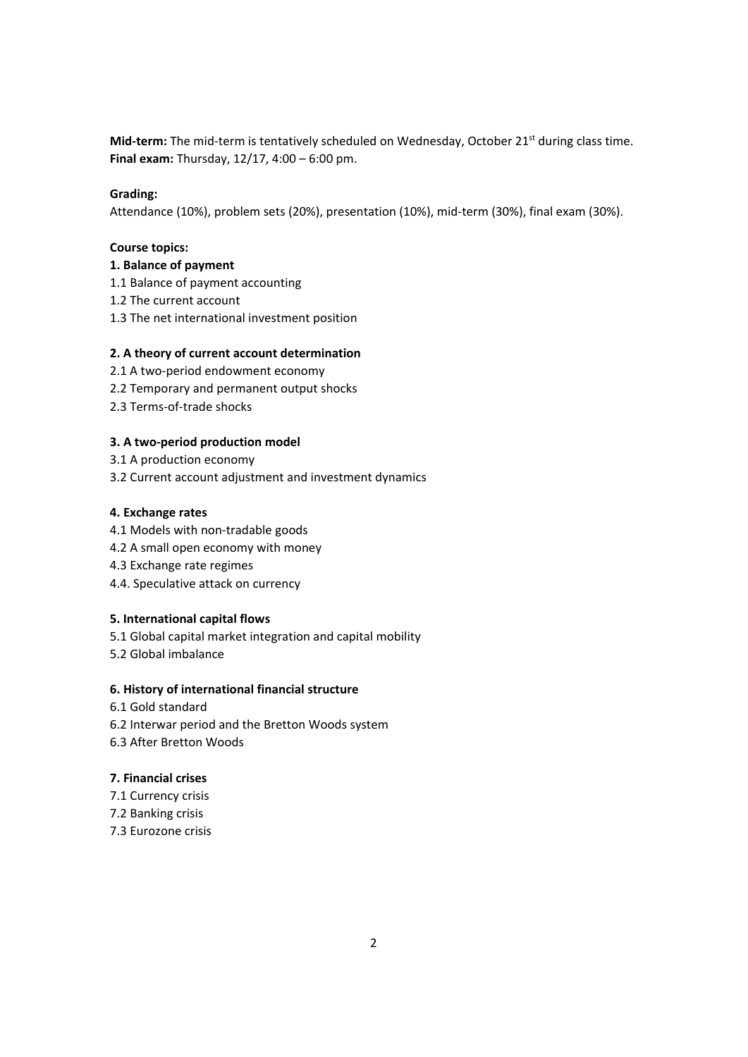**Mid-term:** The mid-term is tentatively scheduled on Wednesday, October 21st during class time.
**Final exam:** Thursday, 12/17, 4:00 – 6:00 pm.

**Grading:**
Attendance (10%), problem sets (20%), presentation (10%), mid-term (30%), final exam (30%).

**Course topics:**

**1. Balance of payment**

1.1 Balance of payment accounting
1.2 The current account
1.3 The net international investment position

**2. A theory of current account determination**

2.1 A two-period endowment economy
2.2 Temporary and permanent output shocks
2.3 Terms-of-trade shocks

**3. A two-period production model**

3.1 A production economy
3.2 Current account adjustment and investment dynamics

**4. Exchange rates**

4.1 Models with non-tradable goods
4.2 A small open economy with money
4.3 Exchange rate regimes
4.4. Speculative attack on currency

**5. International capital flows**

5.1 Global capital market integration and capital mobility
5.2 Global imbalance

**6. History of international financial structure**

6.1 Gold standard
6.2 Interwar period and the Bretton Woods system
6.3 After Bretton Woods

**7. Financial crises**

7.1 Currency crisis
7.2 Banking crisis
7.3 Eurozone crisis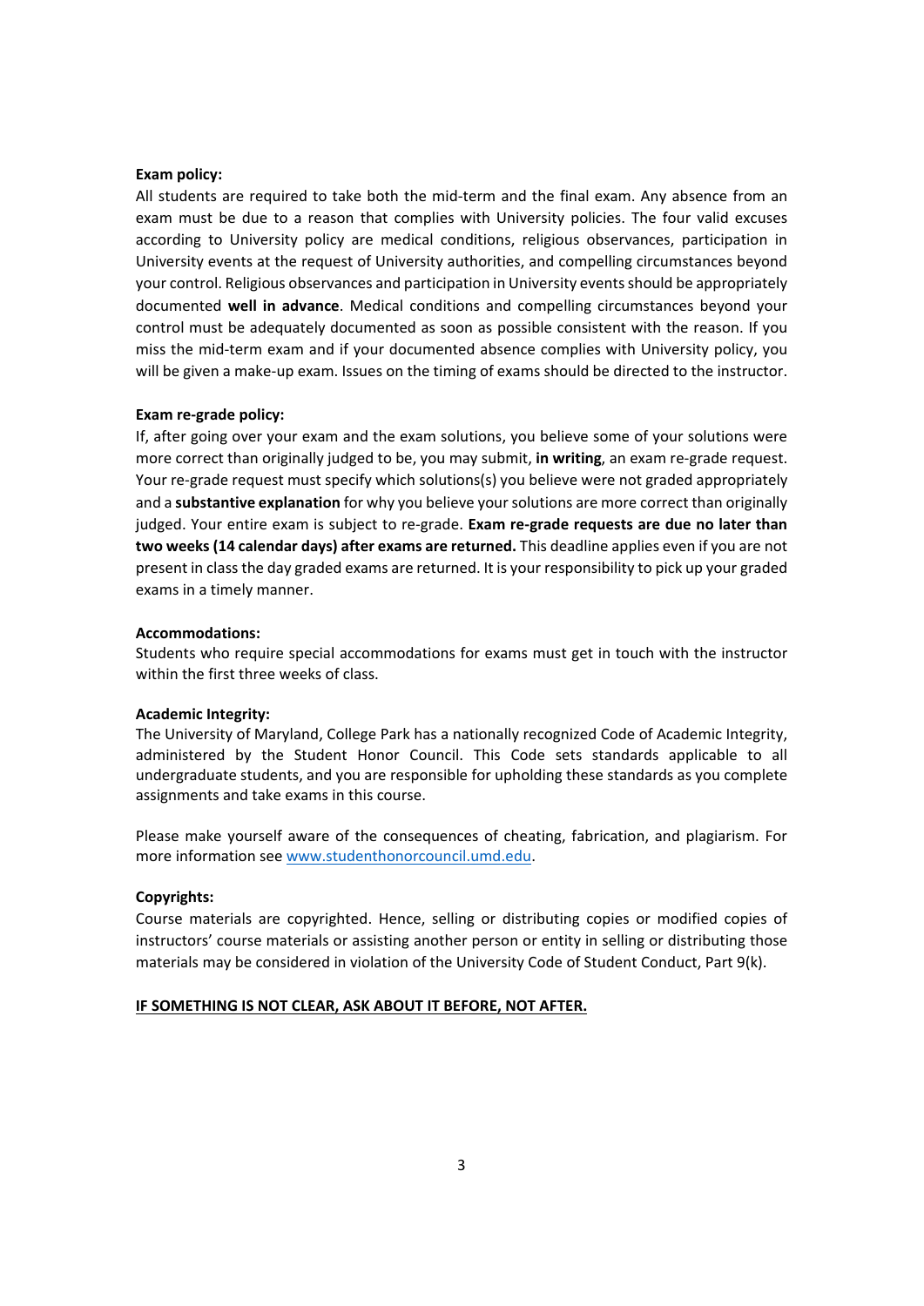**Exam policy:**

All students are required to take both the mid-term and the final exam. Any absence from an exam must be due to a reason that complies with University policies. The four valid excuses according to University policy are medical conditions, religious observances, participation in University events at the request of University authorities, and compelling circumstances beyond your control. Religious observances and participation in University events should be appropriately documented **well in advance**. Medical conditions and compelling circumstances beyond your control must be adequately documented as soon as possible consistent with the reason. If you miss the mid-term exam and if your documented absence complies with University policy, you will be given a make-up exam. Issues on the timing of exams should be directed to the instructor.

**Exam re-grade policy:**

If, after going over your exam and the exam solutions, you believe some of your solutions were more correct than originally judged to be, you may submit, **in writing**, an exam re-grade request. Your re-grade request must specify which solutions(s) you believe were not graded appropriately and a **substantive explanation** for why you believe your solutions are more correct than originally judged. Your entire exam is subject to re-grade. **Exam re-grade requests are due no later than two weeks (14 calendar days) after exams are returned.** This deadline applies even if you are not present in class the day graded exams are returned. It is your responsibility to pick up your graded exams in a timely manner.

**Accommodations:**

Students who require special accommodations for exams must get in touch with the instructor within the first three weeks of class.

**Academic Integrity:**

The University of Maryland, College Park has a nationally recognized Code of Academic Integrity, administered by the Student Honor Council. This Code sets standards applicable to all undergraduate students, and you are responsible for upholding these standards as you complete assignments and take exams in this course.

Please make yourself aware of the consequences of cheating, fabrication, and plagiarism. For more information see [www.studenthonorcouncil.umd.edu](http://www.studenthonorcouncil.umd.edu).

**Copyrights:**

Course materials are copyrighted. Hence, selling or distributing copies or modified copies of instructors' course materials or assisting another person or entity in selling or distributing those materials may be considered in violation of the University Code of Student Conduct, Part 9(k).

**IF SOMETHING IS NOT CLEAR, ASK ABOUT IT BEFORE, NOT AFTER.**